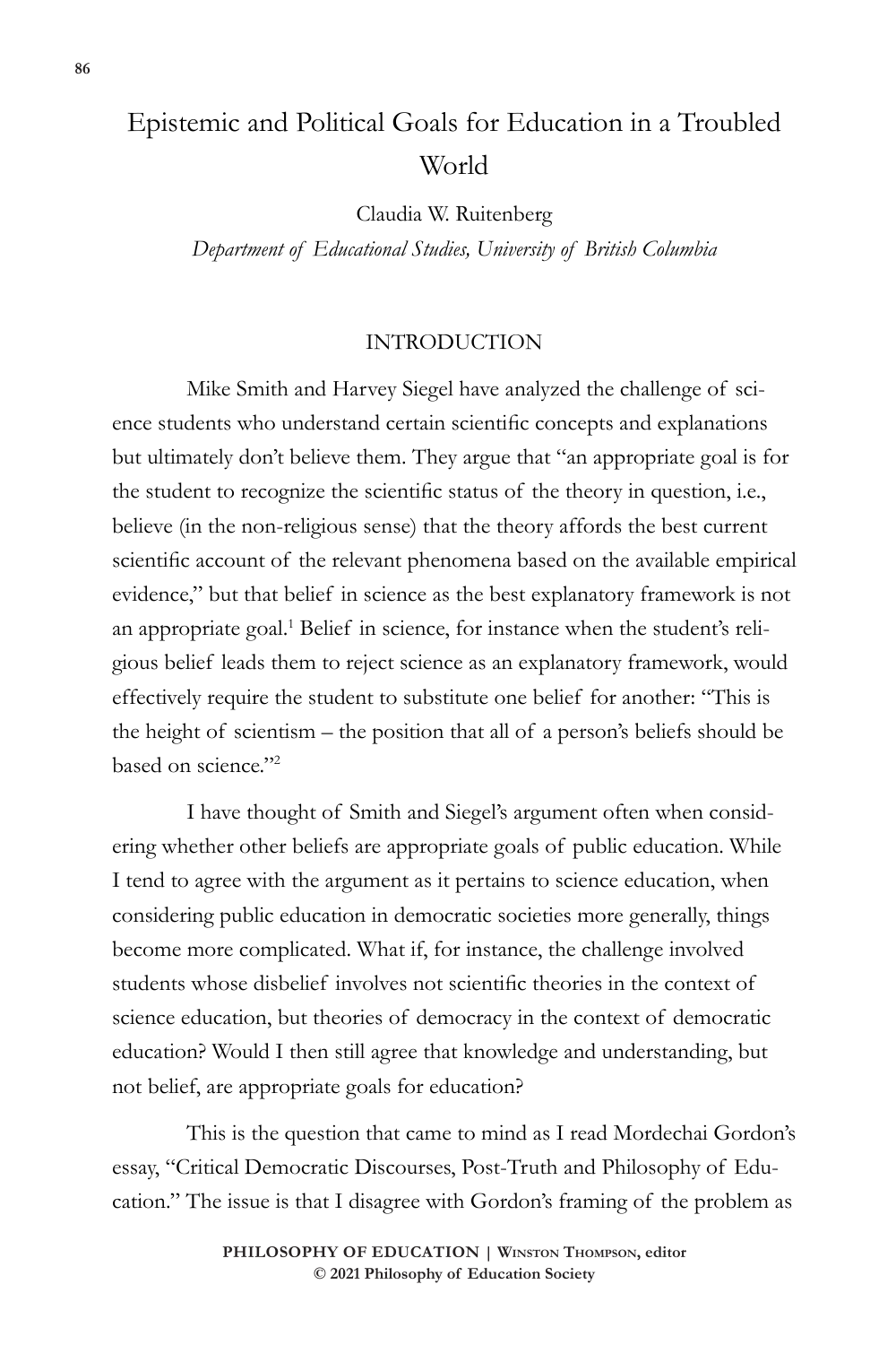# Epistemic and Political Goals for Education in a Troubled World

Claudia W. Ruitenberg

*Department of Educational Studies, University of British Columbia*

## INTRODUCTION

Mike Smith and Harvey Siegel have analyzed the challenge of science students who understand certain scientific concepts and explanations but ultimately don't believe them. They argue that "an appropriate goal is for the student to recognize the scientific status of the theory in question, i.e., believe (in the non-religious sense) that the theory affords the best current scientific account of the relevant phenomena based on the available empirical evidence," but that belief in science as the best explanatory framework is not an appropriate goal.[1] Belief in science, for instance when the student's religious belief leads them to reject science as an explanatory framework, would effectively require the student to substitute one belief for another: "This is the height of scientism – the position that all of a person's beliefs should be based on science."[2]

I have thought of Smith and Siegel's argument often when considering whether other beliefs are appropriate goals of public education. While I tend to agree with the argument as it pertains to science education, when considering public education in democratic societies more generally, things become more complicated. What if, for instance, the challenge involved students whose disbelief involves not scientific theories in the context of science education, but theories of democracy in the context of democratic education? Would I then still agree that knowledge and understanding, but not belief, are appropriate goals for education?

This is the question that came to mind as I read Mordechai Gordon's essay, "Critical Democratic Discourses, Post-Truth and Philosophy of Education." The issue is that I disagree with Gordon's framing of the problem as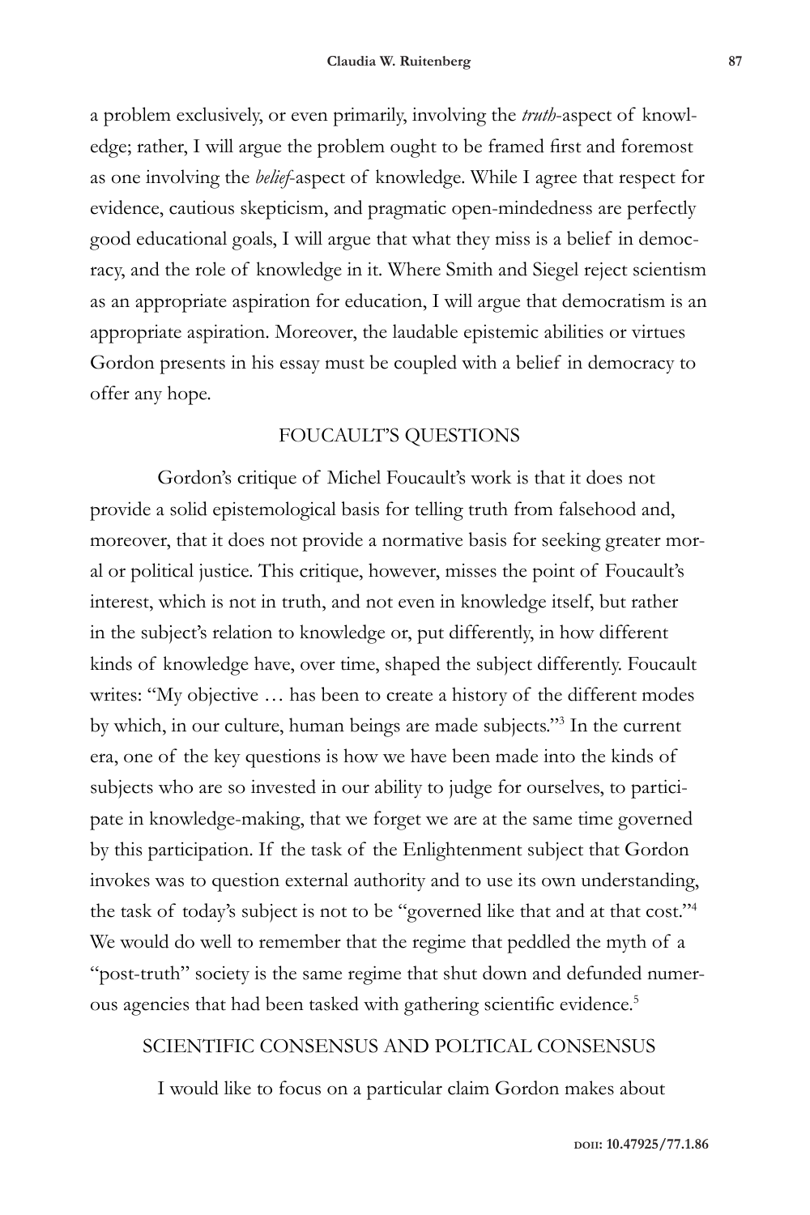a problem exclusively, or even primarily, involving the *truth*-aspect of knowledge; rather, I will argue the problem ought to be framed first and foremost as one involving the *belief*-aspect of knowledge. While I agree that respect for evidence, cautious skepticism, and pragmatic open-mindedness are perfectly good educational goals, I will argue that what they miss is a belief in democracy, and the role of knowledge in it. Where Smith and Siegel reject scientism as an appropriate aspiration for education, I will argue that democratism is an appropriate aspiration. Moreover, the laudable epistemic abilities or virtues Gordon presents in his essay must be coupled with a belief in democracy to offer any hope.

## FOUCAULT'S QUESTIONS

Gordon's critique of Michel Foucault's work is that it does not provide a solid epistemological basis for telling truth from falsehood and, moreover, that it does not provide a normative basis for seeking greater moral or political justice. This critique, however, misses the point of Foucault's interest, which is not in truth, and not even in knowledge itself, but rather in the subject's relation to knowledge or, put differently, in how different kinds of knowledge have, over time, shaped the subject differently. Foucault writes: "My objective … has been to create a history of the different modes by which, in our culture, human beings are made subjects."[3] In the current era, one of the key questions is how we have been made into the kinds of subjects who are so invested in our ability to judge for ourselves, to participate in knowledge-making, that we forget we are at the same time governed by this participation. If the task of the Enlightenment subject that Gordon invokes was to question external authority and to use its own understanding, the task of today's subject is not to be "governed like that and at that cost."[4] We would do well to remember that the regime that peddled the myth of a "post-truth" society is the same regime that shut down and defunded numerous agencies that had been tasked with gathering scientific evidence.[5]

## SCIENTIFIC CONSENSUS AND POLTICAL CONSENSUS

I would like to focus on a particular claim Gordon makes about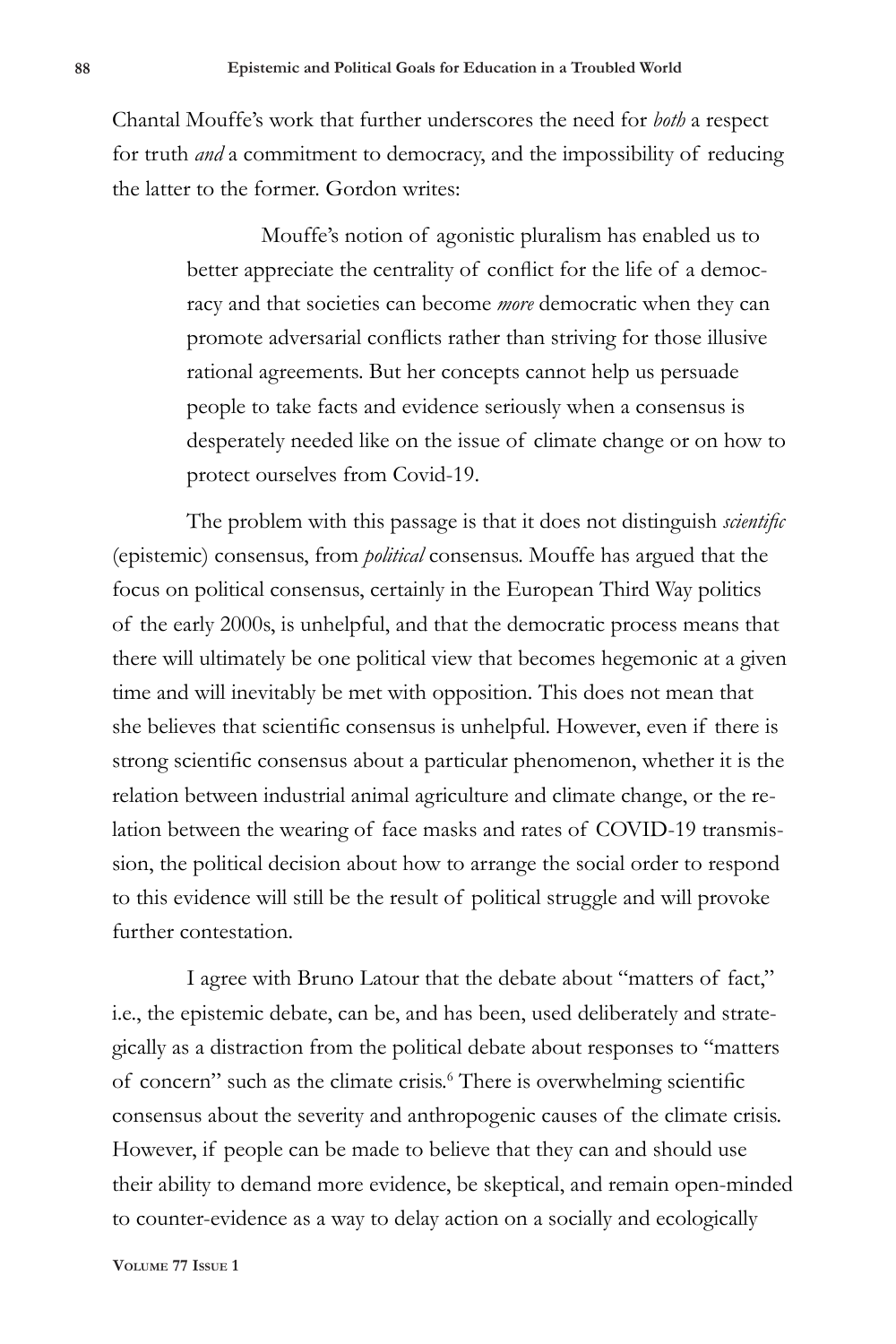Chantal Mouffe's work that further underscores the need for *both* a respect for truth *and* a commitment to democracy, and the impossibility of reducing the latter to the former. Gordon writes:

> Mouffe's notion of agonistic pluralism has enabled us to better appreciate the centrality of conflict for the life of a democracy and that societies can become *more* democratic when they can promote adversarial conflicts rather than striving for those illusive rational agreements. But her concepts cannot help us persuade people to take facts and evidence seriously when a consensus is desperately needed like on the issue of climate change or on how to protect ourselves from Covid-19.

The problem with this passage is that it does not distinguish *scientific* (epistemic) consensus, from *political* consensus. Mouffe has argued that the focus on political consensus, certainly in the European Third Way politics of the early 2000s, is unhelpful, and that the democratic process means that there will ultimately be one political view that becomes hegemonic at a given time and will inevitably be met with opposition. This does not mean that she believes that scientific consensus is unhelpful. However, even if there is strong scientific consensus about a particular phenomenon, whether it is the relation between industrial animal agriculture and climate change, or the relation between the wearing of face masks and rates of COVID-19 transmission, the political decision about how to arrange the social order to respond to this evidence will still be the result of political struggle and will provoke further contestation.

I agree with Bruno Latour that the debate about "matters of fact," i.e., the epistemic debate, can be, and has been, used deliberately and strategically as a distraction from the political debate about responses to "matters of concern" such as the climate crisis.[6] There is overwhelming scientific consensus about the severity and anthropogenic causes of the climate crisis. However, if people can be made to believe that they can and should use their ability to demand more evidence, be skeptical, and remain open-minded to counter-evidence as a way to delay action on a socially and ecologically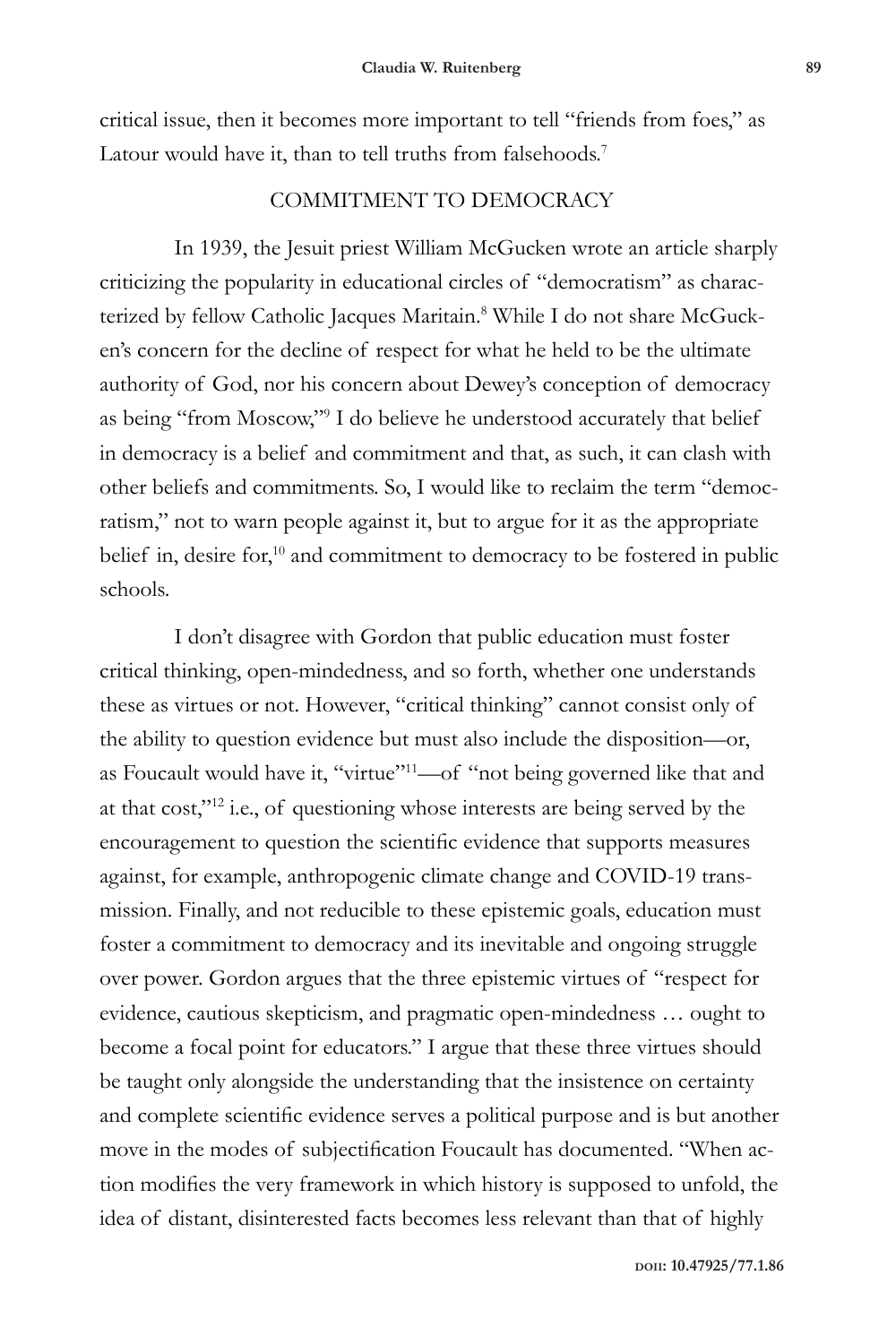critical issue, then it becomes more important to tell "friends from foes," as Latour would have it, than to tell truths from falsehoods.[7]

## COMMITMENT TO DEMOCRACY

In 1939, the Jesuit priest William McGucken wrote an article sharply criticizing the popularity in educational circles of "democratism" as characterized by fellow Catholic Jacques Maritain.[8] While I do not share McGucken's concern for the decline of respect for what he held to be the ultimate authority of God, nor his concern about Dewey's conception of democracy as being "from Moscow,"[9] I do believe he understood accurately that belief in democracy is a belief and commitment and that, as such, it can clash with other beliefs and commitments. So, I would like to reclaim the term "democratism," not to warn people against it, but to argue for it as the appropriate belief in, desire for,[10] and commitment to democracy to be fostered in public schools.

I don't disagree with Gordon that public education must foster critical thinking, open-mindedness, and so forth, whether one understands these as virtues or not. However, "critical thinking" cannot consist only of the ability to question evidence but must also include the disposition—or, as Foucault would have it, "virtue"[11]—of "not being governed like that and at that cost,"[12] i.e., of questioning whose interests are being served by the encouragement to question the scientific evidence that supports measures against, for example, anthropogenic climate change and COVID-19 transmission. Finally, and not reducible to these epistemic goals, education must foster a commitment to democracy and its inevitable and ongoing struggle over power. Gordon argues that the three epistemic virtues of "respect for evidence, cautious skepticism, and pragmatic open-mindedness … ought to become a focal point for educators." I argue that these three virtues should be taught only alongside the understanding that the insistence on certainty and complete scientific evidence serves a political purpose and is but another move in the modes of subjectification Foucault has documented. "When action modifies the very framework in which history is supposed to unfold, the idea of distant, disinterested facts becomes less relevant than that of highly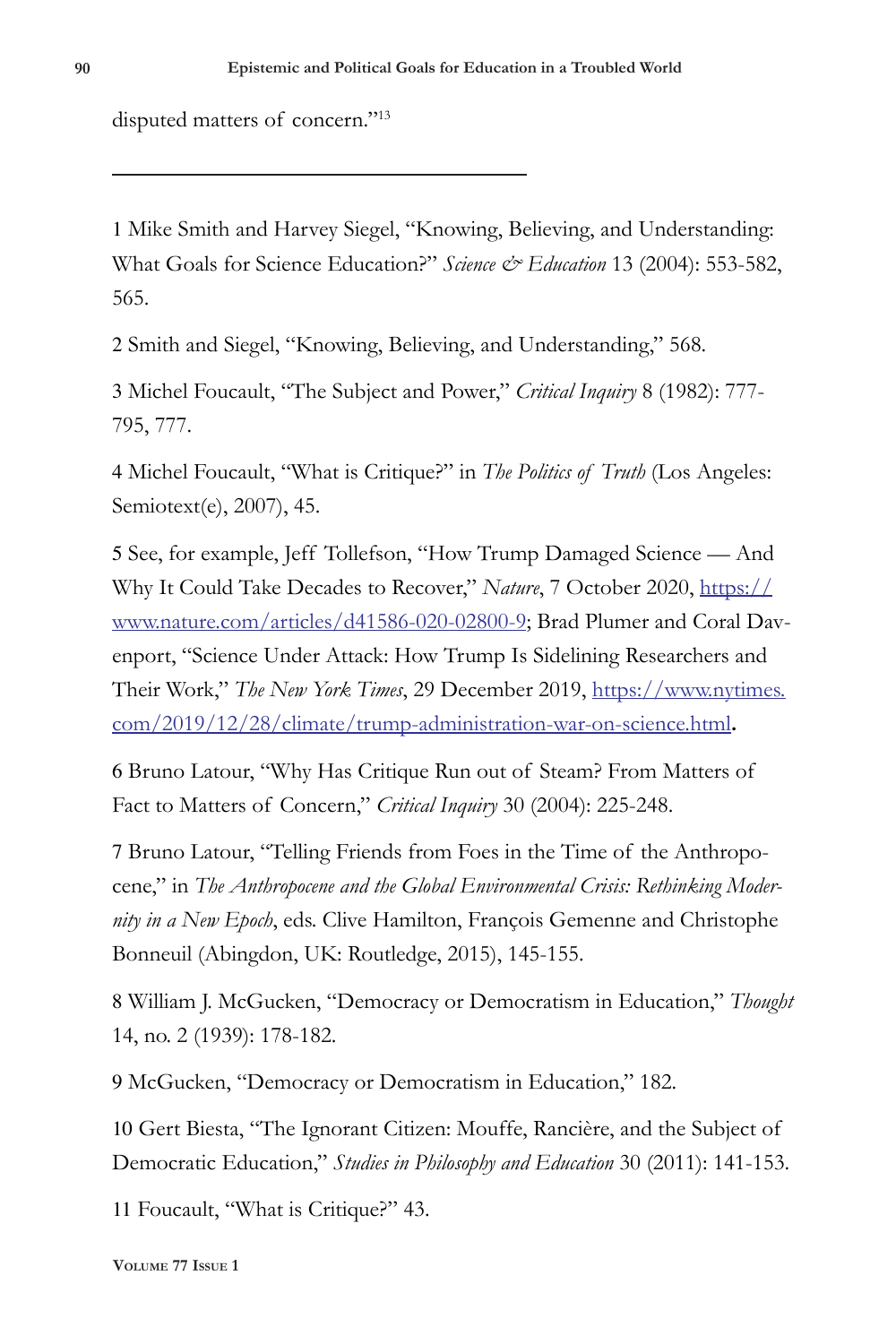disputed matters of concern."[13]

---

1 Mike Smith and Harvey Siegel, "Knowing, Believing, and Understanding: What Goals for Science Education?" *Science & Education* 13 (2004): 553-582, 565.

2 Smith and Siegel, "Knowing, Believing, and Understanding," 568.

3 Michel Foucault, "The Subject and Power," *Critical Inquiry* 8 (1982): 777-795, 777.

4 Michel Foucault, "What is Critique?" in *The Politics of Truth* (Los Angeles: Semiotext(e), 2007), 45.

5 See, for example, Jeff Tollefson, "How Trump Damaged Science — And Why It Could Take Decades to Recover," *Nature*, 7 October 2020, https://www.nature.com/articles/d41586-020-02800-9; Brad Plumer and Coral Davenport, "Science Under Attack: How Trump Is Sidelining Researchers and Their Work," *The New York Times*, 29 December 2019, https://www.nytimes.com/2019/12/28/climate/trump-administration-war-on-science.html.

6 Bruno Latour, "Why Has Critique Run out of Steam? From Matters of Fact to Matters of Concern," *Critical Inquiry* 30 (2004): 225-248.

7 Bruno Latour, "Telling Friends from Foes in the Time of the Anthropocene," in *The Anthropocene and the Global Environmental Crisis: Rethinking Modernity in a New Epoch*, eds. Clive Hamilton, François Gemenne and Christophe Bonneuil (Abingdon, UK: Routledge, 2015), 145-155.

8 William J. McGucken, "Democracy or Democratism in Education," *Thought* 14, no. 2 (1939): 178-182.

9 McGucken, "Democracy or Democratism in Education," 182.

10 Gert Biesta, "The Ignorant Citizen: Mouffe, Rancière, and the Subject of Democratic Education," *Studies in Philosophy and Education* 30 (2011): 141-153.

11 Foucault, "What is Critique?" 43.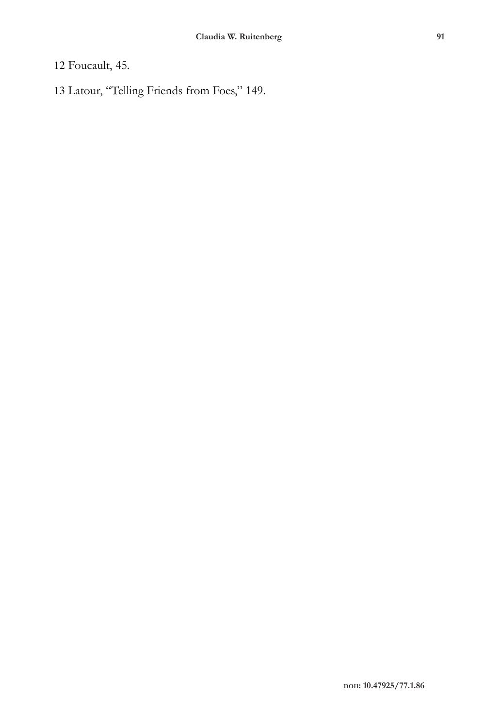12 Foucault, 45.

13 Latour, "Telling Friends from Foes," 149.